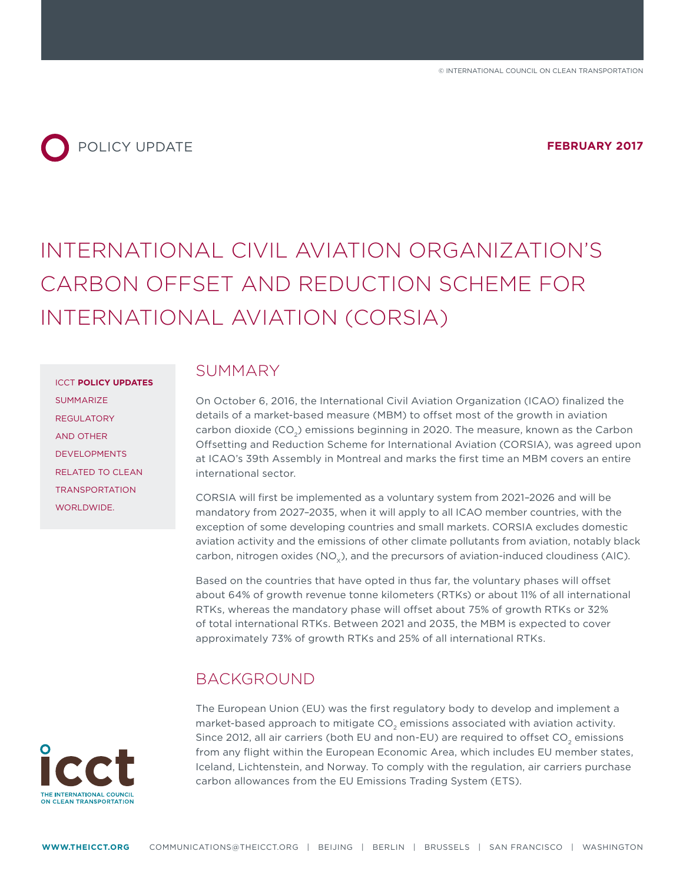POLICY UPDATE

**FEBRUARY 2017**

# INTERNATIONAL CIVIL AVIATION ORGANIZATION'S CARBON OFFSET AND REDUCTION SCHEME FOR INTERNATIONAL AVIATION (CORSIA)

ICCT **POLICY UPDATES** SUMMARIZE REGULATORY AND OTHER DEVELOPMENTS RELATED TO CLEAN TRANSPORTATION WORLDWIDE.

## SUMMARY

On October 6, 2016, the International Civil Aviation Organization (ICAO) finalized the details of a market-based measure (MBM) to offset most of the growth in aviation carbon dioxide ($CO_2$) emissions beginning in 2020. The measure, known as the Carbon Offsetting and Reduction Scheme for International Aviation (CORSIA), was agreed upon at ICAO's 39th Assembly in Montreal and marks the first time an MBM covers an entire international sector.

CORSIA will first be implemented as a voluntary system from 2021–2026 and will be mandatory from 2027–2035, when it will apply to all ICAO member countries, with the exception of some developing countries and small markets. CORSIA excludes domestic aviation activity and the emissions of other climate pollutants from aviation, notably black carbon, nitrogen oxides ($NO_x$), and the precursors of aviation-induced cloudiness (AIC).

Based on the countries that have opted in thus far, the voluntary phases will offset about 64% of growth revenue tonne kilometers (RTKs) or about 11% of all international RTKs, whereas the mandatory phase will offset about 75% of growth RTKs or 32% of total international RTKs. Between 2021 and 2035, the MBM is expected to cover approximately 73% of growth RTKs and 25% of all international RTKs.

## BACKGROUND

The European Union (EU) was the first regulatory body to develop and implement a market-based approach to mitigate $CO_2$ emissions associated with aviation activity. Since 2012, all air carriers (both EU and non-EU) are required to offset $CO_2$ emissions from any flight within the European Economic Area, which includes EU member states, Iceland, Lichtenstein, and Norway. To comply with the regulation, air carriers purchase carbon allowances from the EU Emissions Trading System (ETS).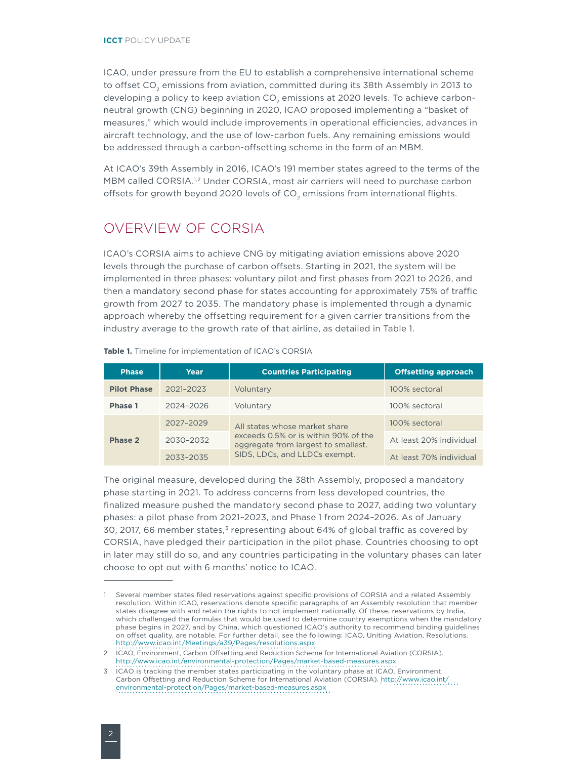ICAO, under pressure from the EU to establish a comprehensive international scheme to offset $CO_2$ emissions from aviation, committed during its 38th Assembly in 2013 to developing a policy to keep aviation $CO_2$ emissions at 2020 levels. To achieve carbon-neutral growth (CNG) beginning in 2020, ICAO proposed implementing a "basket of measures," which would include improvements in operational efficiencies, advances in aircraft technology, and the use of low-carbon fuels. Any remaining emissions would be addressed through a carbon-offsetting scheme in the form of an MBM.

At ICAO's 39th Assembly in 2016, ICAO's 191 member states agreed to the terms of the MBM called CORSIA.[1,2] Under CORSIA, most air carriers will need to purchase carbon offsets for growth beyond 2020 levels of $CO_2$ emissions from international flights.

## OVERVIEW OF CORSIA

ICAO's CORSIA aims to achieve CNG by mitigating aviation emissions above 2020 levels through the purchase of carbon offsets. Starting in 2021, the system will be implemented in three phases: voluntary pilot and first phases from 2021 to 2026, and then a mandatory second phase for states accounting for approximately 75% of traffic growth from 2027 to 2035. The mandatory phase is implemented through a dynamic approach whereby the offsetting requirement for a given carrier transitions from the industry average to the growth rate of that airline, as detailed in Table 1.

**Table 1.** Timeline for implementation of ICAO's CORSIA

| Phase | Year | Countries Participating | Offsetting approach |
|---|---|---|---|
| **Pilot Phase** | 2021–2023 | Voluntary | 100% sectoral |
| **Phase 1** | 2024–2026 | Voluntary | 100% sectoral |
| **Phase 2** | 2027–2029 | All states whose market share exceeds 0.5% or is within 90% of the aggregate from largest to smallest. SIDS, LDCs, and LLDCs exempt. | 100% sectoral |
| | 2030–2032 | | At least 20% individual |
| | 2033–2035 | | At least 70% individual |

The original measure, developed during the 38th Assembly, proposed a mandatory phase starting in 2021. To address concerns from less developed countries, the finalized measure pushed the mandatory second phase to 2027, adding two voluntary phases: a pilot phase from 2021–2023, and Phase 1 from 2024–2026. As of January 30, 2017, 66 member states,[3] representing about 64% of global traffic as covered by CORSIA, have pledged their participation in the pilot phase. Countries choosing to opt in later may still do so, and any countries participating in the voluntary phases can later choose to opt out with 6 months' notice to ICAO.

---

1 Several member states filed reservations against specific provisions of CORSIA and a related Assembly resolution. Within ICAO, reservations denote specific paragraphs of an Assembly resolution that member states disagree with and retain the rights to not implement nationally. Of these, reservations by India, which challenged the formulas that would be used to determine country exemptions when the mandatory phase begins in 2027, and by China, which questioned ICAO's authority to recommend binding guidelines on offset quality, are notable. For further detail, see the following: ICAO, Uniting Aviation, Resolutions. http://www.icao.int/Meetings/a39/Pages/resolutions.aspx

2 ICAO, Environment, Carbon Offsetting and Reduction Scheme for International Aviation (CORSIA). http://www.icao.int/environmental-protection/Pages/market-based-measures.aspx

3 ICAO is tracking the member states participating in the voluntary phase at ICAO, Environment, Carbon Offsetting and Reduction Scheme for International Aviation (CORSIA). http://www.icao.int/environmental-protection/Pages/market-based-measures.aspx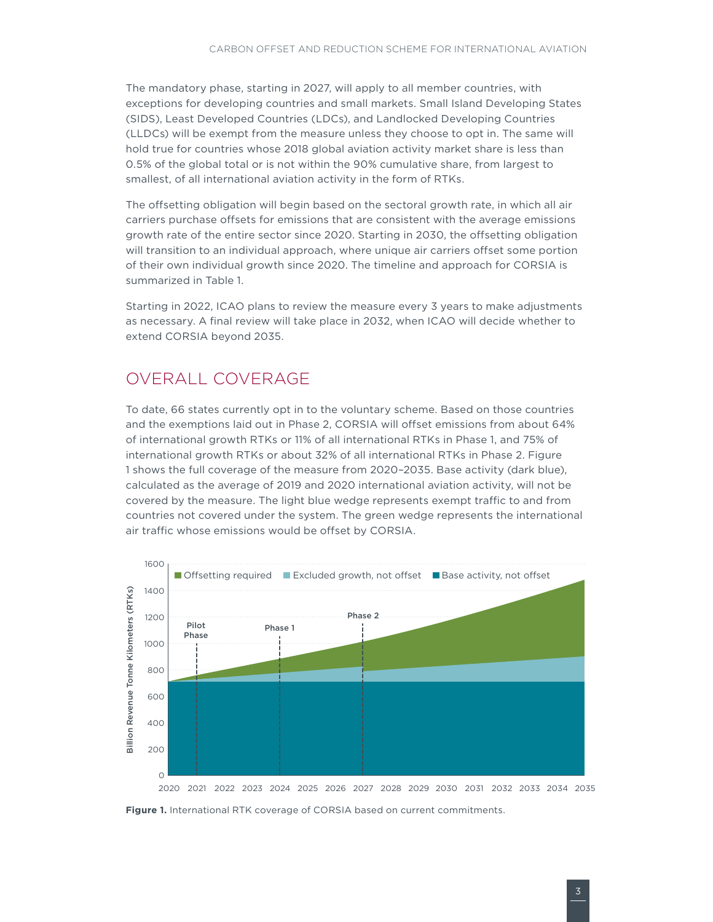The mandatory phase, starting in 2027, will apply to all member countries, with exceptions for developing countries and small markets. Small Island Developing States (SIDS), Least Developed Countries (LDCs), and Landlocked Developing Countries (LLDCs) will be exempt from the measure unless they choose to opt in. The same will hold true for countries whose 2018 global aviation activity market share is less than 0.5% of the global total or is not within the 90% cumulative share, from largest to smallest, of all international aviation activity in the form of RTKs.

The offsetting obligation will begin based on the sectoral growth rate, in which all air carriers purchase offsets for emissions that are consistent with the average emissions growth rate of the entire sector since 2020. Starting in 2030, the offsetting obligation will transition to an individual approach, where unique air carriers offset some portion of their own individual growth since 2020. The timeline and approach for CORSIA is summarized in Table 1.

Starting in 2022, ICAO plans to review the measure every 3 years to make adjustments as necessary. A final review will take place in 2032, when ICAO will decide whether to extend CORSIA beyond 2035.

## OVERALL COVERAGE

To date, 66 states currently opt in to the voluntary scheme. Based on those countries and the exemptions laid out in Phase 2, CORSIA will offset emissions from about 64% of international growth RTKs or 11% of all international RTKs in Phase 1, and 75% of international growth RTKs or about 32% of all international RTKs in Phase 2. Figure 1 shows the full coverage of the measure from 2020–2035. Base activity (dark blue), calculated as the average of 2019 and 2020 international aviation activity, will not be covered by the measure. The light blue wedge represents exempt traffic to and from countries not covered under the system. The green wedge represents the international air traffic whose emissions would be offset by CORSIA.

**Figure 1.** International RTK coverage of CORSIA based on current commitments.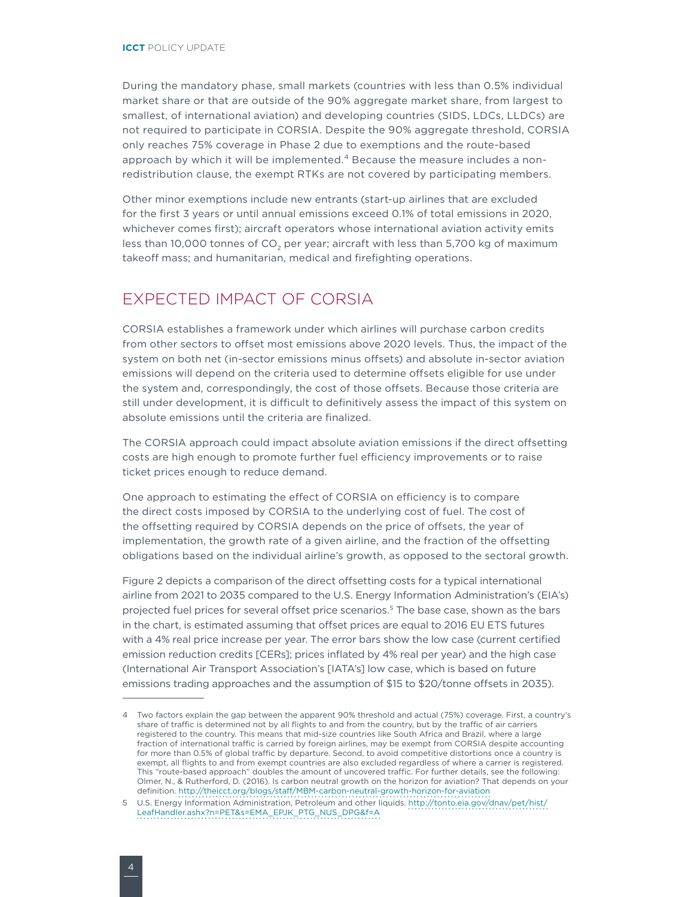During the mandatory phase, small markets (countries with less than 0.5% individual market share or that are outside of the 90% aggregate market share, from largest to smallest, of international aviation) and developing countries (SIDS, LDCs, LLDCs) are not required to participate in CORSIA. Despite the 90% aggregate threshold, CORSIA only reaches 75% coverage in Phase 2 due to exemptions and the route-based approach by which it will be implemented.[4] Because the measure includes a non-redistribution clause, the exempt RTKs are not covered by participating members.

Other minor exemptions include new entrants (start-up airlines that are excluded for the first 3 years or until annual emissions exceed 0.1% of total emissions in 2020, whichever comes first); aircraft operators whose international aviation activity emits less than 10,000 tonnes of $CO_2$ per year; aircraft with less than 5,700 kg of maximum takeoff mass; and humanitarian, medical and firefighting operations.

## EXPECTED IMPACT OF CORSIA

CORSIA establishes a framework under which airlines will purchase carbon credits from other sectors to offset most emissions above 2020 levels. Thus, the impact of the system on both net (in-sector emissions minus offsets) and absolute in-sector aviation emissions will depend on the criteria used to determine offsets eligible for use under the system and, correspondingly, the cost of those offsets. Because those criteria are still under development, it is difficult to definitively assess the impact of this system on absolute emissions until the criteria are finalized.

The CORSIA approach could impact absolute aviation emissions if the direct offsetting costs are high enough to promote further fuel efficiency improvements or to raise ticket prices enough to reduce demand.

One approach to estimating the effect of CORSIA on efficiency is to compare the direct costs imposed by CORSIA to the underlying cost of fuel. The cost of the offsetting required by CORSIA depends on the price of offsets, the year of implementation, the growth rate of a given airline, and the fraction of the offsetting obligations based on the individual airline's growth, as opposed to the sectoral growth.

Figure 2 depicts a comparison of the direct offsetting costs for a typical international airline from 2021 to 2035 compared to the U.S. Energy Information Administration's (EIA's) projected fuel prices for several offset price scenarios.[5] The base case, shown as the bars in the chart, is estimated assuming that offset prices are equal to 2016 EU ETS futures with a 4% real price increase per year. The error bars show the low case (current certified emission reduction credits [CERs]; prices inflated by 4% real per year) and the high case (International Air Transport Association's [IATA's] low case, which is based on future emissions trading approaches and the assumption of $15 to $20/tonne offsets in 2035).

---

4 Two factors explain the gap between the apparent 90% threshold and actual (75%) coverage. First, a country's share of traffic is determined not by all flights to and from the country, but by the traffic of air carriers registered to the country. This means that mid-size countries like South Africa and Brazil, where a large fraction of international traffic is carried by foreign airlines, may be exempt from CORSIA despite accounting for more than 0.5% of global traffic by departure. Second, to avoid competitive distortions once a country is exempt, all flights to and from exempt countries are also excluded regardless of where a carrier is registered. This "route-based approach" doubles the amount of uncovered traffic. For further details, see the following: Olmer, N., & Rutherford, D. (2016). Is carbon neutral growth on the horizon for aviation? That depends on your definition. http://theicct.org/blogs/staff/MBM-carbon-neutral-growth-horizon-for-aviation

5 U.S. Energy Information Administration, Petroleum and other liquids. http://tonto.eia.gov/dnav/pet/hist/LeafHandler.ashx?n=PET&s=EMA_EPJK_PTG_NUS_DPG&f=A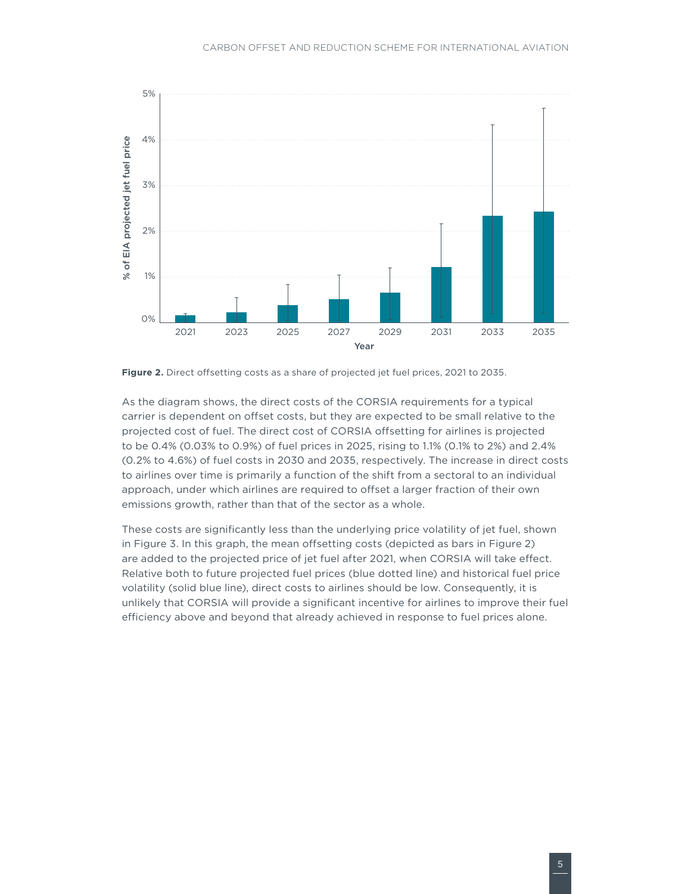Figure 2. Direct offsetting costs as a share of projected jet fuel prices, 2021 to 2035.

As the diagram shows, the direct costs of the CORSIA requirements for a typical carrier is dependent on offset costs, but they are expected to be small relative to the projected cost of fuel. The direct cost of CORSIA offsetting for airlines is projected to be 0.4% (0.03% to 0.9%) of fuel prices in 2025, rising to 1.1% (0.1% to 2%) and 2.4% (0.2% to 4.6%) of fuel costs in 2030 and 2035, respectively. The increase in direct costs to airlines over time is primarily a function of the shift from a sectoral to an individual approach, under which airlines are required to offset a larger fraction of their own emissions growth, rather than that of the sector as a whole.

These costs are significantly less than the underlying price volatility of jet fuel, shown in Figure 3. In this graph, the mean offsetting costs (depicted as bars in Figure 2) are added to the projected price of jet fuel after 2021, when CORSIA will take effect. Relative both to future projected fuel prices (blue dotted line) and historical fuel price volatility (solid blue line), direct costs to airlines should be low. Consequently, it is unlikely that CORSIA will provide a significant incentive for airlines to improve their fuel efficiency above and beyond that already achieved in response to fuel prices alone.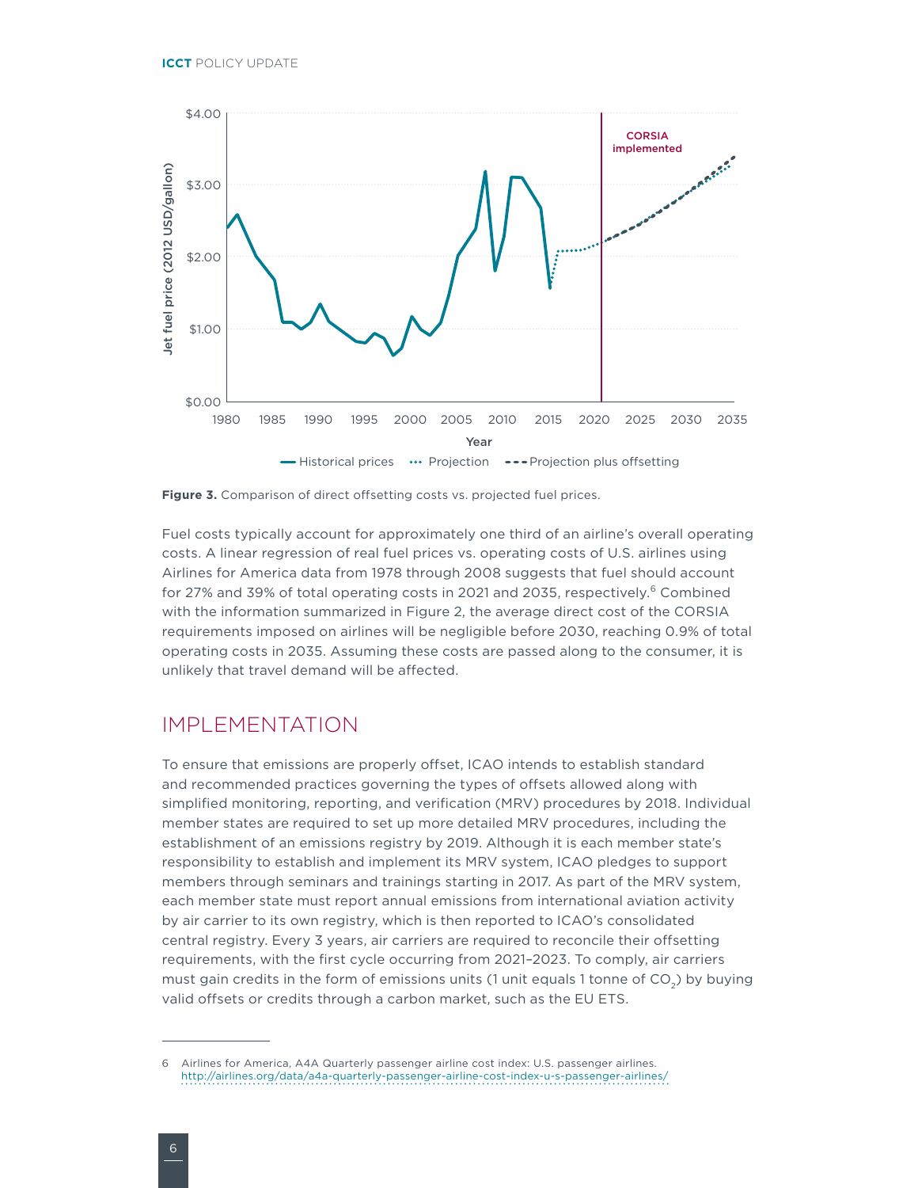**Figure 3.** Comparison of direct offsetting costs vs. projected fuel prices.

Fuel costs typically account for approximately one third of an airline's overall operating costs. A linear regression of real fuel prices vs. operating costs of U.S. airlines using Airlines for America data from 1978 through 2008 suggests that fuel should account for 27% and 39% of total operating costs in 2021 and 2035, respectively.[6] Combined with the information summarized in Figure 2, the average direct cost of the CORSIA requirements imposed on airlines will be negligible before 2030, reaching 0.9% of total operating costs in 2035. Assuming these costs are passed along to the consumer, it is unlikely that travel demand will be affected.

## IMPLEMENTATION

To ensure that emissions are properly offset, ICAO intends to establish standard and recommended practices governing the types of offsets allowed along with simplified monitoring, reporting, and verification (MRV) procedures by 2018. Individual member states are required to set up more detailed MRV procedures, including the establishment of an emissions registry by 2019. Although it is each member state's responsibility to establish and implement its MRV system, ICAO pledges to support members through seminars and trainings starting in 2017. As part of the MRV system, each member state must report annual emissions from international aviation activity by air carrier to its own registry, which is then reported to ICAO's consolidated central registry. Every 3 years, air carriers are required to reconcile their offsetting requirements, with the first cycle occurring from 2021–2023. To comply, air carriers must gain credits in the form of emissions units (1 unit equals 1 tonne of $CO_2$) by buying valid offsets or credits through a carbon market, such as the EU ETS.

---

6 Airlines for America, A4A Quarterly passenger airline cost index: U.S. passenger airlines. http://airlines.org/data/a4a-quarterly-passenger-airline-cost-index-u-s-passenger-airlines/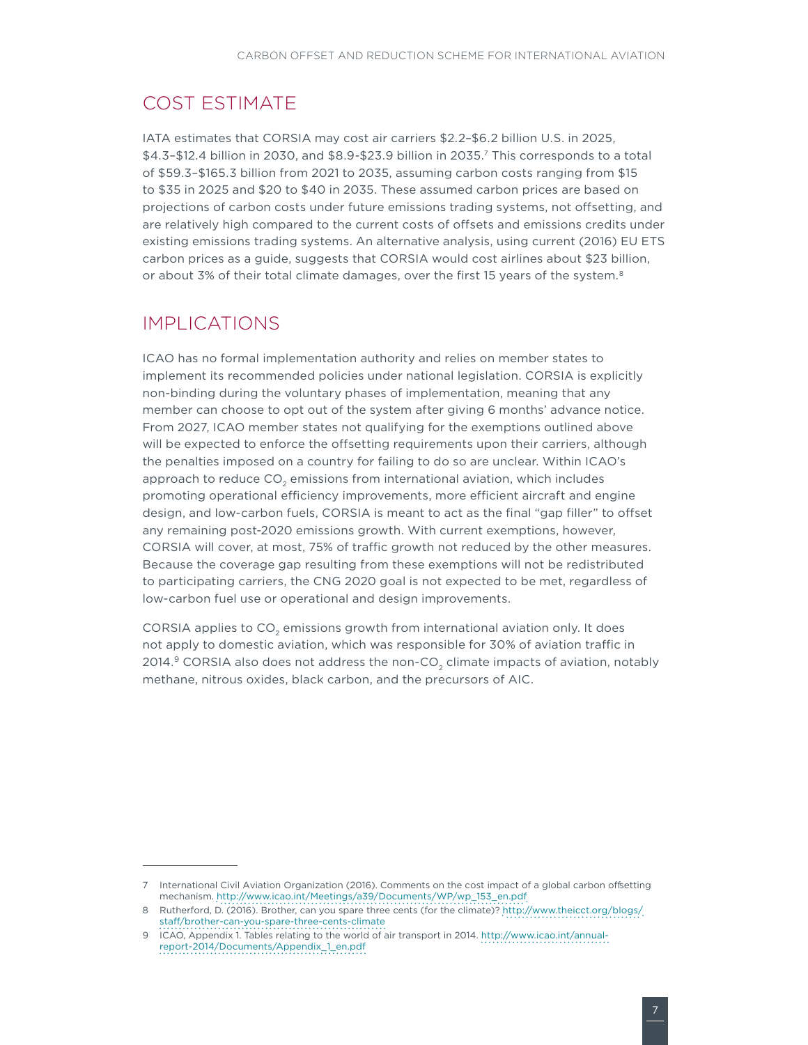## COST ESTIMATE

IATA estimates that CORSIA may cost air carriers \$2.2–\$6.2 billion U.S. in 2025, \$4.3–\$12.4 billion in 2030, and \$8.9-\$23.9 billion in 2035.[7] This corresponds to a total of \$59.3–\$165.3 billion from 2021 to 2035, assuming carbon costs ranging from \$15 to \$35 in 2025 and \$20 to \$40 in 2035. These assumed carbon prices are based on projections of carbon costs under future emissions trading systems, not offsetting, and are relatively high compared to the current costs of offsets and emissions credits under existing emissions trading systems. An alternative analysis, using current (2016) EU ETS carbon prices as a guide, suggests that CORSIA would cost airlines about \$23 billion, or about 3% of their total climate damages, over the first 15 years of the system.[8]

## IMPLICATIONS

ICAO has no formal implementation authority and relies on member states to implement its recommended policies under national legislation. CORSIA is explicitly non-binding during the voluntary phases of implementation, meaning that any member can choose to opt out of the system after giving 6 months' advance notice. From 2027, ICAO member states not qualifying for the exemptions outlined above will be expected to enforce the offsetting requirements upon their carriers, although the penalties imposed on a country for failing to do so are unclear. Within ICAO's approach to reduce $CO_2$ emissions from international aviation, which includes promoting operational efficiency improvements, more efficient aircraft and engine design, and low-carbon fuels, CORSIA is meant to act as the final "gap filler" to offset any remaining post-2020 emissions growth. With current exemptions, however, CORSIA will cover, at most, 75% of traffic growth not reduced by the other measures. Because the coverage gap resulting from these exemptions will not be redistributed to participating carriers, the CNG 2020 goal is not expected to be met, regardless of low-carbon fuel use or operational and design improvements.

CORSIA applies to $CO_2$ emissions growth from international aviation only. It does not apply to domestic aviation, which was responsible for 30% of aviation traffic in 2014.[9] CORSIA also does not address the non-$CO_2$ climate impacts of aviation, notably methane, nitrous oxides, black carbon, and the precursors of AIC.

---

7 International Civil Aviation Organization (2016). Comments on the cost impact of a global carbon offsetting mechanism. http://www.icao.int/Meetings/a39/Documents/WP/wp_153_en.pdf

8 Rutherford, D. (2016). Brother, can you spare three cents (for the climate)? http://www.theicct.org/blogs/staff/brother-can-you-spare-three-cents-climate

9 ICAO, Appendix 1. Tables relating to the world of air transport in 2014. http://www.icao.int/annual-report-2014/Documents/Appendix_1_en.pdf